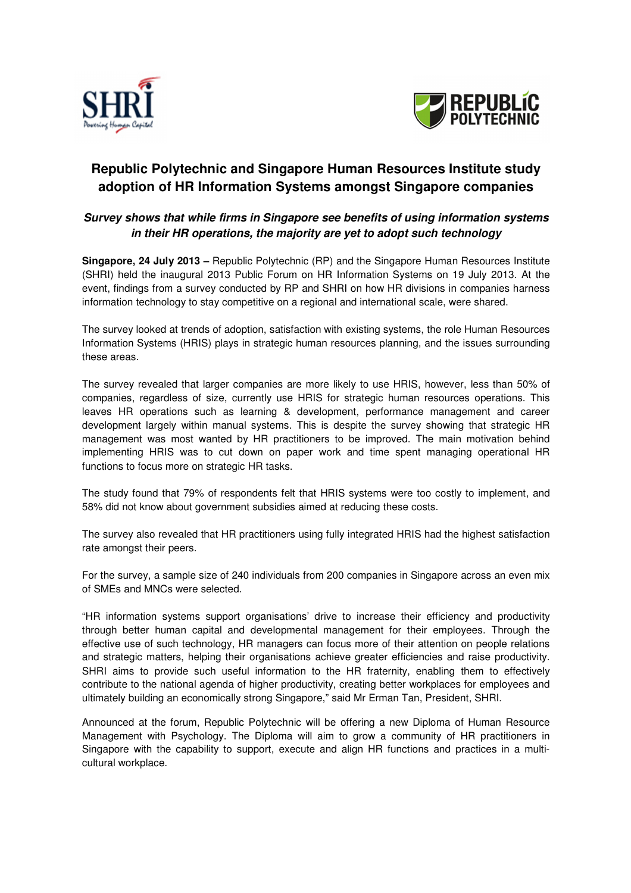# Republic Polytechnic and Singapore Human Resources Institute study adoption of HR Information Systems amongst Singapore companies

***Survey shows that while firms in Singapore see benefits of using information systems in their HR operations, the majority are yet to adopt such technology***

**Singapore, 24 July 2013 –** Republic Polytechnic (RP) and the Singapore Human Resources Institute (SHRI) held the inaugural 2013 Public Forum on HR Information Systems on 19 July 2013. At the event, findings from a survey conducted by RP and SHRI on how HR divisions in companies harness information technology to stay competitive on a regional and international scale, were shared.

The survey looked at trends of adoption, satisfaction with existing systems, the role Human Resources Information Systems (HRIS) plays in strategic human resources planning, and the issues surrounding these areas.

The survey revealed that larger companies are more likely to use HRIS, however, less than 50% of companies, regardless of size, currently use HRIS for strategic human resources operations. This leaves HR operations such as learning & development, performance management and career development largely within manual systems. This is despite the survey showing that strategic HR management was most wanted by HR practitioners to be improved. The main motivation behind implementing HRIS was to cut down on paper work and time spent managing operational HR functions to focus more on strategic HR tasks.

The study found that 79% of respondents felt that HRIS systems were too costly to implement, and 58% did not know about government subsidies aimed at reducing these costs.

The survey also revealed that HR practitioners using fully integrated HRIS had the highest satisfaction rate amongst their peers.

For the survey, a sample size of 240 individuals from 200 companies in Singapore across an even mix of SMEs and MNCs were selected.

"HR information systems support organisations' drive to increase their efficiency and productivity through better human capital and developmental management for their employees. Through the effective use of such technology, HR managers can focus more of their attention on people relations and strategic matters, helping their organisations achieve greater efficiencies and raise productivity. SHRI aims to provide such useful information to the HR fraternity, enabling them to effectively contribute to the national agenda of higher productivity, creating better workplaces for employees and ultimately building an economically strong Singapore," said Mr Erman Tan, President, SHRI.

Announced at the forum, Republic Polytechnic will be offering a new Diploma of Human Resource Management with Psychology. The Diploma will aim to grow a community of HR practitioners in Singapore with the capability to support, execute and align HR functions and practices in a multi-cultural workplace.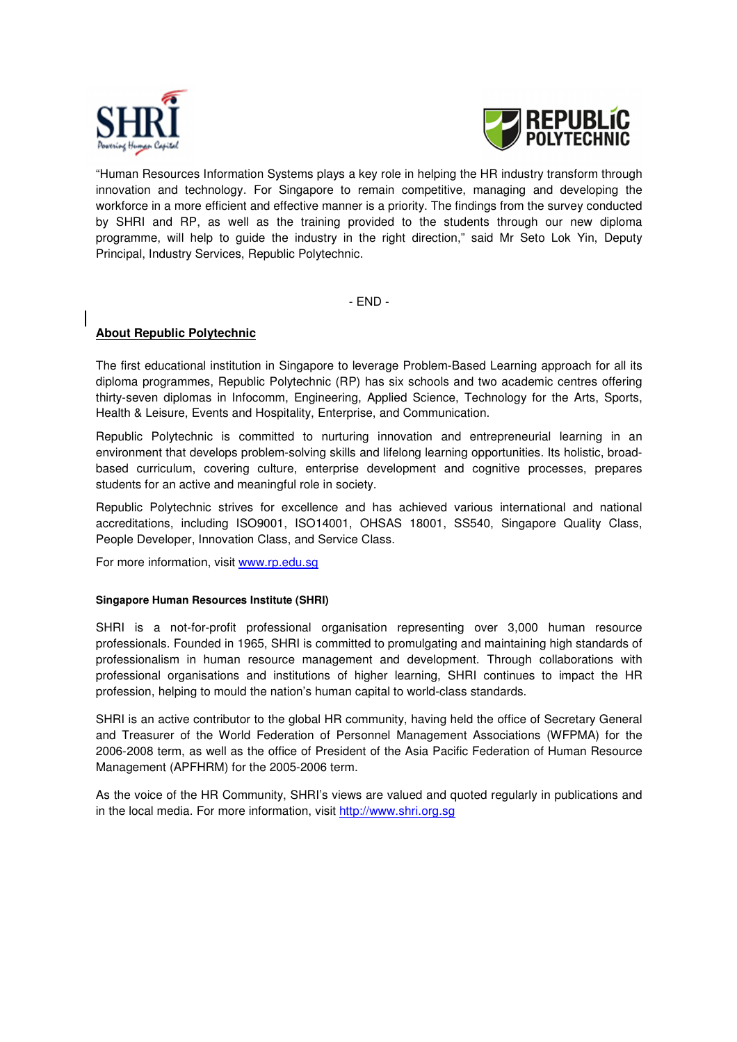“Human Resources Information Systems plays a key role in helping the HR industry transform through innovation and technology. For Singapore to remain competitive, managing and developing the workforce in a more efficient and effective manner is a priority. The findings from the survey conducted by SHRI and RP, as well as the training provided to the students through our new diploma programme, will help to guide the industry in the right direction,” said Mr Seto Lok Yin, Deputy Principal, Industry Services, Republic Polytechnic.

- END -

**About Republic Polytechnic**

The first educational institution in Singapore to leverage Problem-Based Learning approach for all its diploma programmes, Republic Polytechnic (RP) has six schools and two academic centres offering thirty-seven diplomas in Infocomm, Engineering, Applied Science, Technology for the Arts, Sports, Health & Leisure, Events and Hospitality, Enterprise, and Communication.

Republic Polytechnic is committed to nurturing innovation and entrepreneurial learning in an environment that develops problem-solving skills and lifelong learning opportunities. Its holistic, broad-based curriculum, covering culture, enterprise development and cognitive processes, prepares students for an active and meaningful role in society.

Republic Polytechnic strives for excellence and has achieved various international and national accreditations, including ISO9001, ISO14001, OHSAS 18001, SS540, Singapore Quality Class, People Developer, Innovation Class, and Service Class.

For more information, visit www.rp.edu.sg

**Singapore Human Resources Institute (SHRI)**

SHRI is a not-for-profit professional organisation representing over 3,000 human resource professionals. Founded in 1965, SHRI is committed to promulgating and maintaining high standards of professionalism in human resource management and development. Through collaborations with professional organisations and institutions of higher learning, SHRI continues to impact the HR profession, helping to mould the nation’s human capital to world-class standards.

SHRI is an active contributor to the global HR community, having held the office of Secretary General and Treasurer of the World Federation of Personnel Management Associations (WFPMA) for the 2006-2008 term, as well as the office of President of the Asia Pacific Federation of Human Resource Management (APFHRM) for the 2005-2006 term.

As the voice of the HR Community, SHRI’s views are valued and quoted regularly in publications and in the local media. For more information, visit http://www.shri.org.sg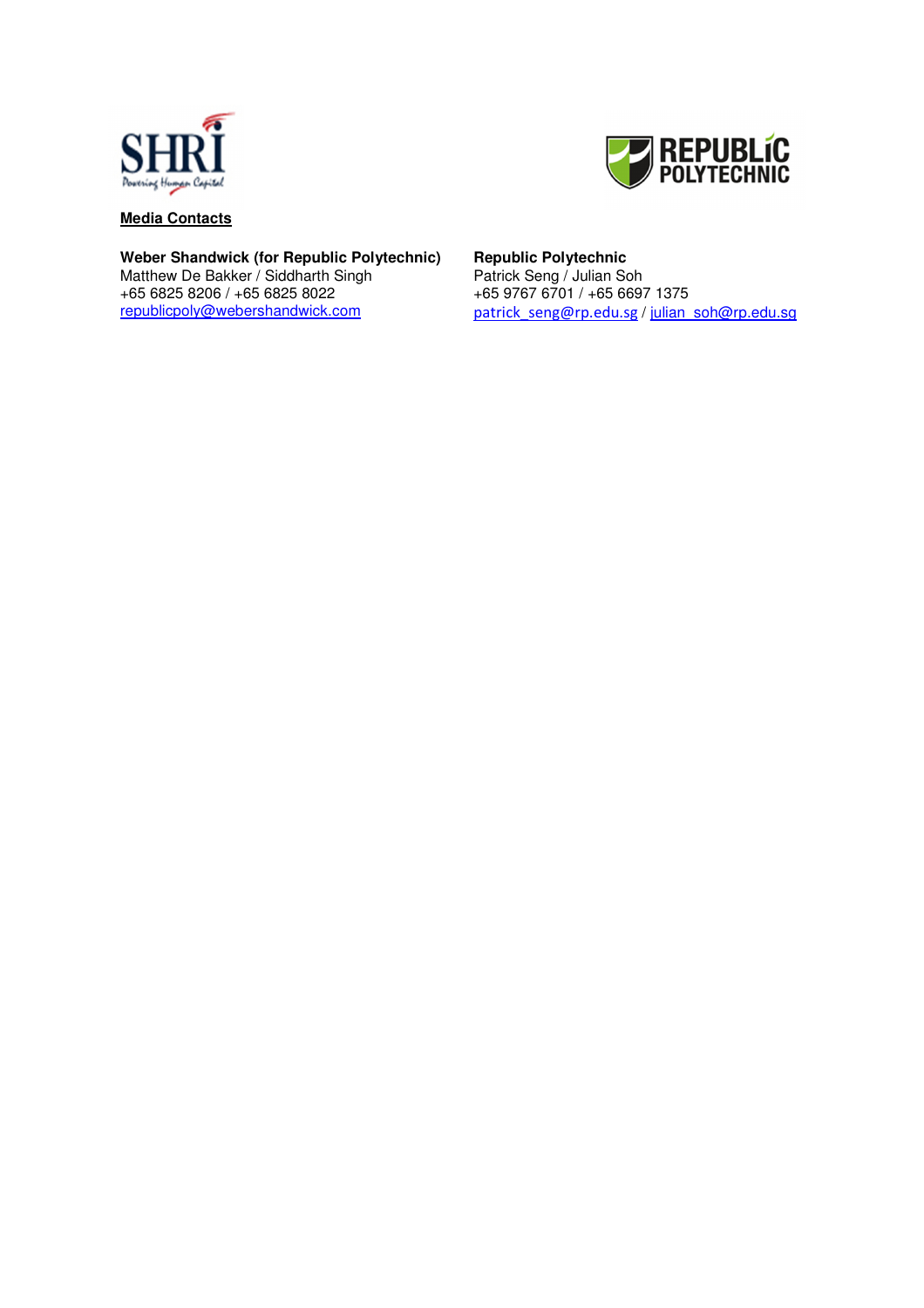**Media Contacts**

**Weber Shandwick (for Republic Polytechnic)**
Matthew De Bakker / Siddharth Singh
+65 6825 8206 / +65 6825 8022
republicpoly@webershandwick.com

**Republic Polytechnic**
Patrick Seng / Julian Soh
+65 9767 6701 / +65 6697 1375
patrick_seng@rp.edu.sg / julian_soh@rp.edu.sg